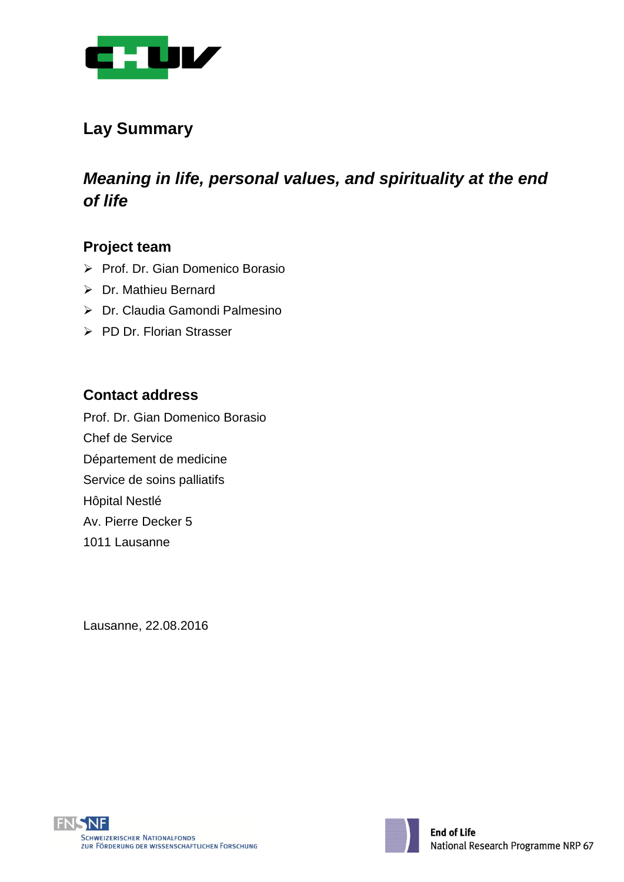## Lay Summary

# *Meaning in life, personal values, and spirituality at the end of life*

### Project team

- Prof. Dr. Gian Domenico Borasio
- Dr. Mathieu Bernard
- Dr. Claudia Gamondi Palmesino
- PD Dr. Florian Strasser

### Contact address

Prof. Dr. Gian Domenico Borasio
Chef de Service
Département de medicine
Service de soins palliatifs
Hôpital Nestlé
Av. Pierre Decker 5
1011 Lausanne

Lausanne, 22.08.2016

Schweizerischer Nationalfonds zur Förderung der wissenschaftlichen Forschung

**End of Life**
National Research Programme NRP 67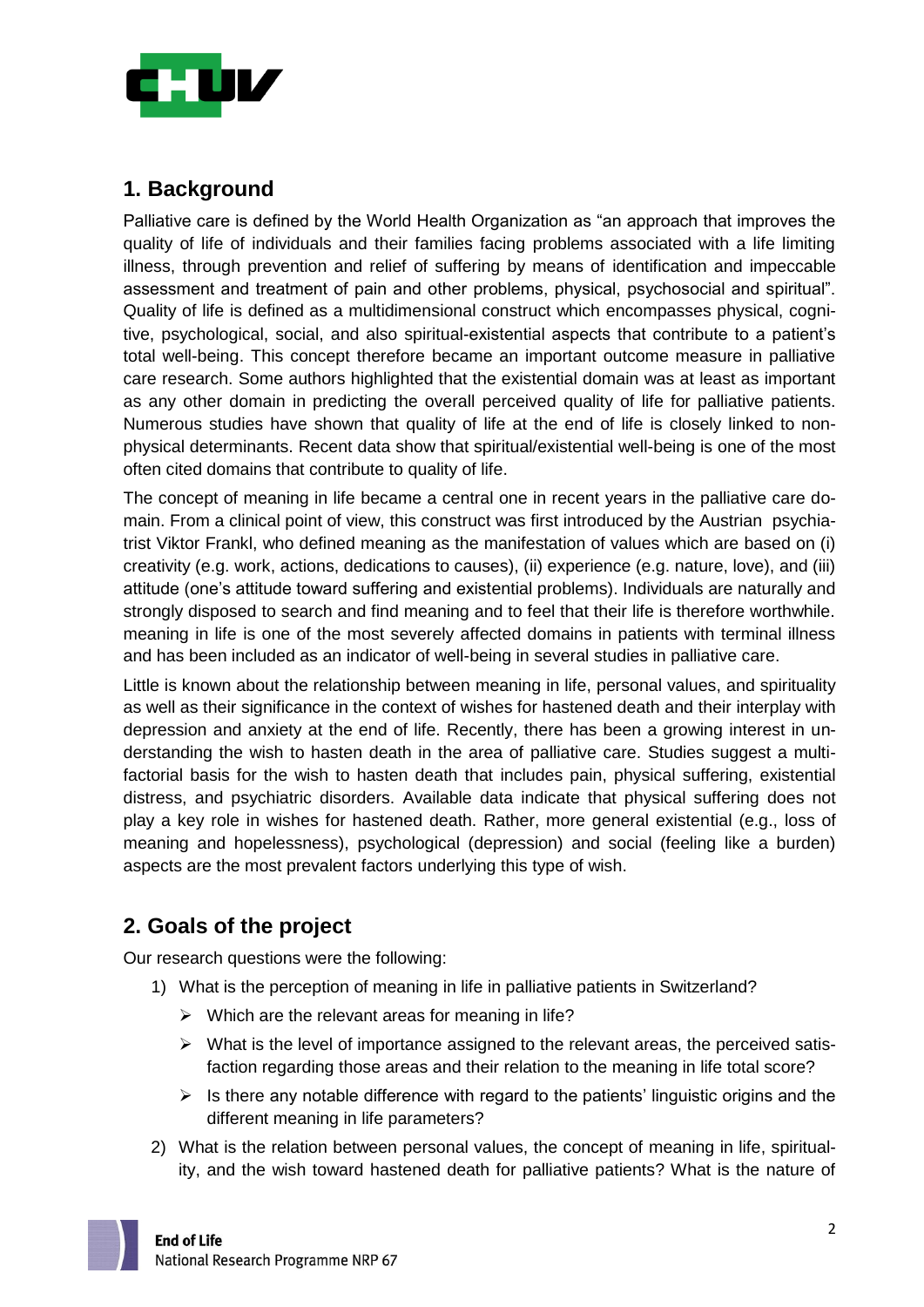## 1. Background

Palliative care is defined by the World Health Organization as "an approach that improves the quality of life of individuals and their families facing problems associated with a life limiting illness, through prevention and relief of suffering by means of identification and impeccable assessment and treatment of pain and other problems, physical, psychosocial and spiritual". Quality of life is defined as a multidimensional construct which encompasses physical, cognitive, psychological, social, and also spiritual-existential aspects that contribute to a patient's total well-being. This concept therefore became an important outcome measure in palliative care research. Some authors highlighted that the existential domain was at least as important as any other domain in predicting the overall perceived quality of life for palliative patients. Numerous studies have shown that quality of life at the end of life is closely linked to non-physical determinants. Recent data show that spiritual/existential well-being is one of the most often cited domains that contribute to quality of life.

The concept of meaning in life became a central one in recent years in the palliative care domain. From a clinical point of view, this construct was first introduced by the Austrian psychiatrist Viktor Frankl, who defined meaning as the manifestation of values which are based on (i) creativity (e.g. work, actions, dedications to causes), (ii) experience (e.g. nature, love), and (iii) attitude (one's attitude toward suffering and existential problems). Individuals are naturally and strongly disposed to search and find meaning and to feel that their life is therefore worthwhile. meaning in life is one of the most severely affected domains in patients with terminal illness and has been included as an indicator of well-being in several studies in palliative care.

Little is known about the relationship between meaning in life, personal values, and spirituality as well as their significance in the context of wishes for hastened death and their interplay with depression and anxiety at the end of life. Recently, there has been a growing interest in understanding the wish to hasten death in the area of palliative care. Studies suggest a multifactorial basis for the wish to hasten death that includes pain, physical suffering, existential distress, and psychiatric disorders. Available data indicate that physical suffering does not play a key role in wishes for hastened death. Rather, more general existential (e.g., loss of meaning and hopelessness), psychological (depression) and social (feeling like a burden) aspects are the most prevalent factors underlying this type of wish.

## 2. Goals of the project

Our research questions were the following:

1) What is the perception of meaning in life in palliative patients in Switzerland?
   - Which are the relevant areas for meaning in life?
   - What is the level of importance assigned to the relevant areas, the perceived satisfaction regarding those areas and their relation to the meaning in life total score?
   - Is there any notable difference with regard to the patients' linguistic origins and the different meaning in life parameters?
2) What is the relation between personal values, the concept of meaning in life, spirituality, and the wish toward hastened death for palliative patients? What is the nature of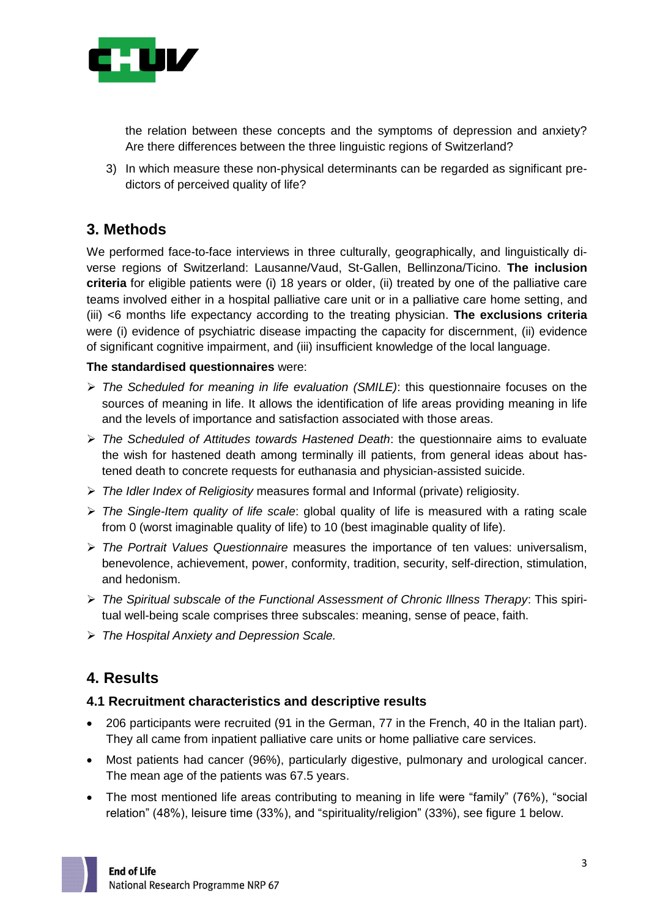the relation between these concepts and the symptoms of depression and anxiety? Are there differences between the three linguistic regions of Switzerland?

3) In which measure these non-physical determinants can be regarded as significant predictors of perceived quality of life?

## 3. Methods

We performed face-to-face interviews in three culturally, geographically, and linguistically diverse regions of Switzerland: Lausanne/Vaud, St-Gallen, Bellinzona/Ticino. **The inclusion criteria** for eligible patients were (i) 18 years or older, (ii) treated by one of the palliative care teams involved either in a hospital palliative care unit or in a palliative care home setting, and (iii) <6 months life expectancy according to the treating physician. **The exclusions criteria** were (i) evidence of psychiatric disease impacting the capacity for discernment, (ii) evidence of significant cognitive impairment, and (iii) insufficient knowledge of the local language.

**The standardised questionnaires** were:

- *The Scheduled for meaning in life evaluation (SMILE)*: this questionnaire focuses on the sources of meaning in life. It allows the identification of life areas providing meaning in life and the levels of importance and satisfaction associated with those areas.
- *The Scheduled of Attitudes towards Hastened Death*: the questionnaire aims to evaluate the wish for hastened death among terminally ill patients, from general ideas about hastened death to concrete requests for euthanasia and physician-assisted suicide.
- *The Idler Index of Religiosity* measures formal and Informal (private) religiosity.
- *The Single-Item quality of life scale*: global quality of life is measured with a rating scale from 0 (worst imaginable quality of life) to 10 (best imaginable quality of life).
- *The Portrait Values Questionnaire* measures the importance of ten values: universalism, benevolence, achievement, power, conformity, tradition, security, self-direction, stimulation, and hedonism.
- *The Spiritual subscale of the Functional Assessment of Chronic Illness Therapy*: This spiritual well-being scale comprises three subscales: meaning, sense of peace, faith.
- *The Hospital Anxiety and Depression Scale.*

## 4. Results

### 4.1 Recruitment characteristics and descriptive results

- 206 participants were recruited (91 in the German, 77 in the French, 40 in the Italian part). They all came from inpatient palliative care units or home palliative care services.
- Most patients had cancer (96%), particularly digestive, pulmonary and urological cancer. The mean age of the patients was 67.5 years.
- The most mentioned life areas contributing to meaning in life were "family" (76%), "social relation" (48%), leisure time (33%), and "spirituality/religion" (33%), see figure 1 below.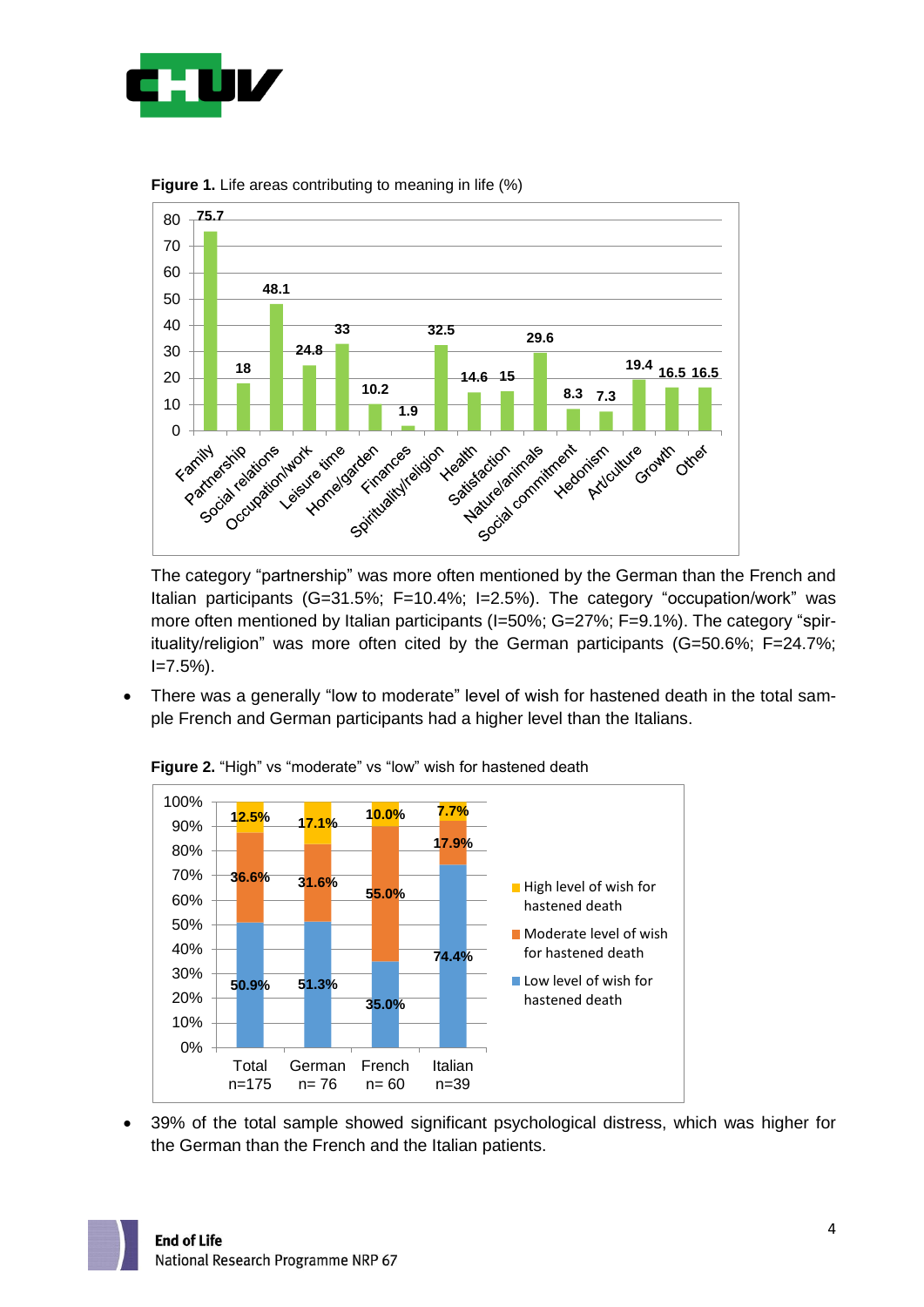**Figure 1.** Life areas contributing to meaning in life (%)

| Life area | % |
|---|---|
| Family | 75.7 |
| Partnership | 18 |
| Social relations | 48.1 |
| Occupation/work | 24.8 |
| Leisure time | 33 |
| Home/garden | 10.2 |
| Finances | 1.9 |
| Spirituality/religion | 32.5 |
| Health | 14.6 |
| Satisfaction | 15 |
| Nature/animals | 29.6 |
| Social commitment | 8.3 |
| Hedonism | 7.3 |
| Art/culture | 19.4 |
| Growth | 16.5 |
| Other | 16.5 |

The category "partnership" was more often mentioned by the German than the French and Italian participants (G=31.5%; F=10.4%; I=2.5%). The category "occupation/work" was more often mentioned by Italian participants (I=50%; G=27%; F=9.1%). The category "spirituality/religion" was more often cited by the German participants (G=50.6%; F=24.7%; I=7.5%).

- There was a generally "low to moderate" level of wish for hastened death in the total sample French and German participants had a higher level than the Italians.

**Figure 2.** "High" vs "moderate" vs "low" wish for hastened death

| | Total n=175 | German n= 76 | French n= 60 | Italian n=39 |
|---|---|---|---|---|
| High level of wish for hastened death | 12.5% | 17.1% | 10.0% | 7.7% |
| Moderate level of wish for hastened death | 36.6% | 31.6% | 55.0% | 17.9% |
| Low level of wish for hastened death | 50.9% | 51.3% | 35.0% | 74.4% |

- 39% of the total sample showed significant psychological distress, which was higher for the German than the French and the Italian patients.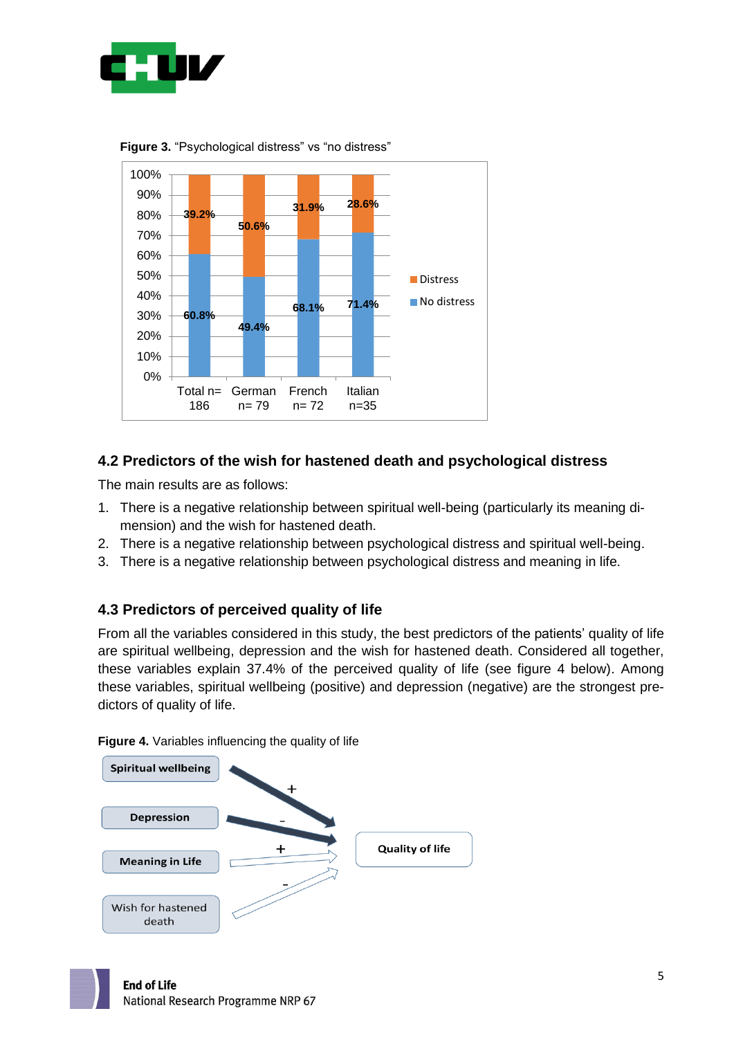**Figure 3.** "Psychological distress" vs "no distress"

| | Total n= 186 | German n= 79 | French n= 72 | Italian n=35 |
|---|---|---|---|---|
| Distress | 39.2% | 50.6% | 31.9% | 28.6% |
| No distress | 60.8% | 49.4% | 68.1% | 71.4% |

### 4.2 Predictors of the wish for hastened death and psychological distress

The main results are as follows:

1. There is a negative relationship between spiritual well-being (particularly its meaning dimension) and the wish for hastened death.
2. There is a negative relationship between psychological distress and spiritual well-being.
3. There is a negative relationship between psychological distress and meaning in life.

### 4.3 Predictors of perceived quality of life

From all the variables considered in this study, the best predictors of the patients' quality of life are spiritual wellbeing, depression and the wish for hastened death. Considered all together, these variables explain 37.4% of the perceived quality of life (see figure 4 below). Among these variables, spiritual wellbeing (positive) and depression (negative) are the strongest predictors of quality of life.

**Figure 4.** Variables influencing the quality of life

- Spiritual wellbeing (+) → Quality of life
- Depression (-) → Quality of life
- Meaning in Life (+) → Quality of life
- Wish for hastened death (-) → Quality of life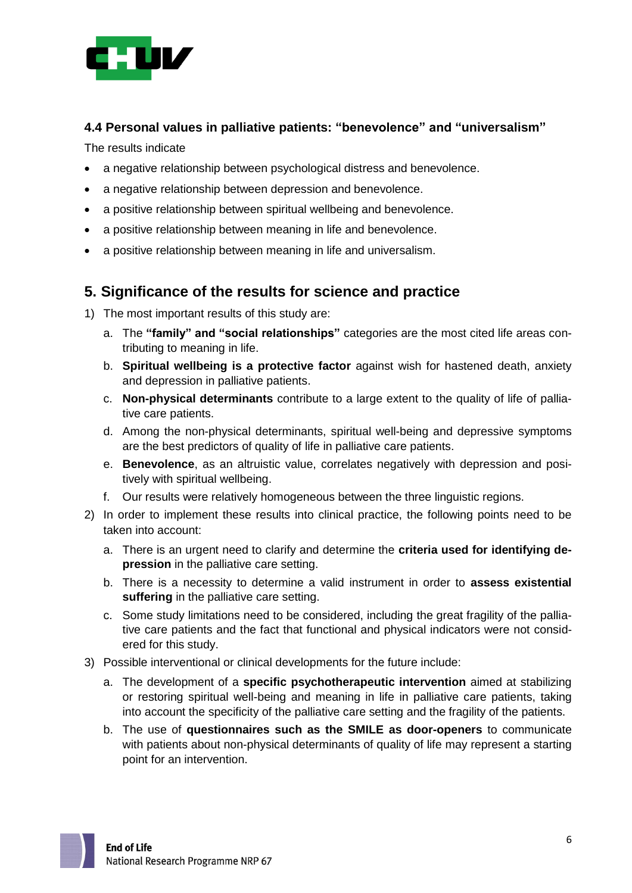### 4.4 Personal values in palliative patients: "benevolence" and "universalism"

The results indicate

- a negative relationship between psychological distress and benevolence.
- a negative relationship between depression and benevolence.
- a positive relationship between spiritual wellbeing and benevolence.
- a positive relationship between meaning in life and benevolence.
- a positive relationship between meaning in life and universalism.

## 5. Significance of the results for science and practice

1) The most important results of this study are:
   a. The **"family" and "social relationships"** categories are the most cited life areas contributing to meaning in life.
   b. **Spiritual wellbeing is a protective factor** against wish for hastened death, anxiety and depression in palliative patients.
   c. **Non-physical determinants** contribute to a large extent to the quality of life of palliative care patients.
   d. Among the non-physical determinants, spiritual well-being and depressive symptoms are the best predictors of quality of life in palliative care patients.
   e. **Benevolence**, as an altruistic value, correlates negatively with depression and positively with spiritual wellbeing.
   f. Our results were relatively homogeneous between the three linguistic regions.
2) In order to implement these results into clinical practice, the following points need to be taken into account:
   a. There is an urgent need to clarify and determine the **criteria used for identifying depression** in the palliative care setting.
   b. There is a necessity to determine a valid instrument in order to **assess existential suffering** in the palliative care setting.
   c. Some study limitations need to be considered, including the great fragility of the palliative care patients and the fact that functional and physical indicators were not considered for this study.
3) Possible interventional or clinical developments for the future include:
   a. The development of a **specific psychotherapeutic intervention** aimed at stabilizing or restoring spiritual well-being and meaning in life in palliative care patients, taking into account the specificity of the palliative care setting and the fragility of the patients.
   b. The use of **questionnaires such as the SMILE as door-openers** to communicate with patients about non-physical determinants of quality of life may represent a starting point for an intervention.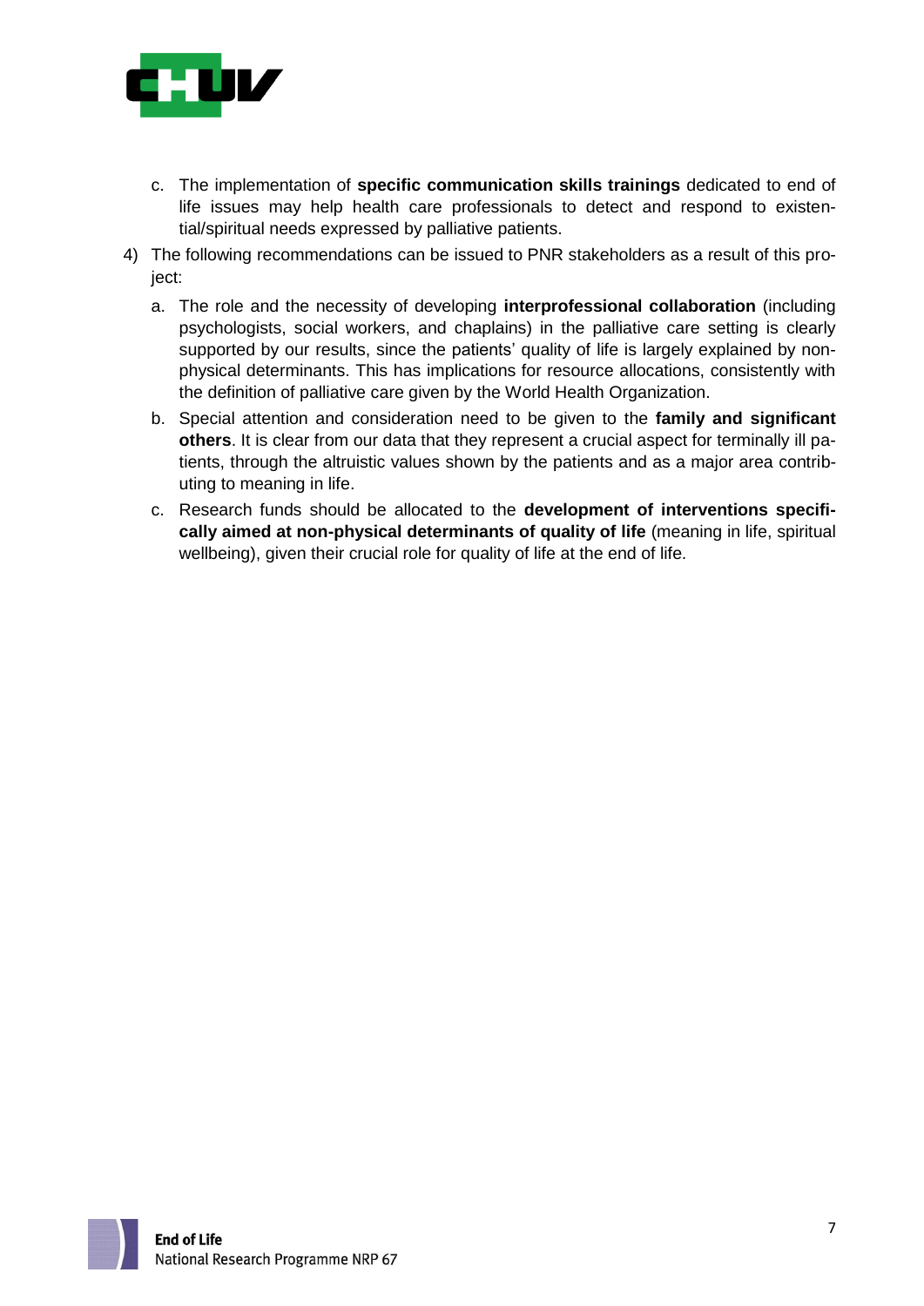c. The implementation of **specific communication skills trainings** dedicated to end of life issues may help health care professionals to detect and respond to existential/spiritual needs expressed by palliative patients.

4) The following recommendations can be issued to PNR stakeholders as a result of this project:

   a. The role and the necessity of developing **interprofessional collaboration** (including psychologists, social workers, and chaplains) in the palliative care setting is clearly supported by our results, since the patients' quality of life is largely explained by non-physical determinants. This has implications for resource allocations, consistently with the definition of palliative care given by the World Health Organization.

   b. Special attention and consideration need to be given to the **family and significant others**. It is clear from our data that they represent a crucial aspect for terminally ill patients, through the altruistic values shown by the patients and as a major area contributing to meaning in life.

   c. Research funds should be allocated to the **development of interventions specifically aimed at non-physical determinants of quality of life** (meaning in life, spiritual wellbeing), given their crucial role for quality of life at the end of life.